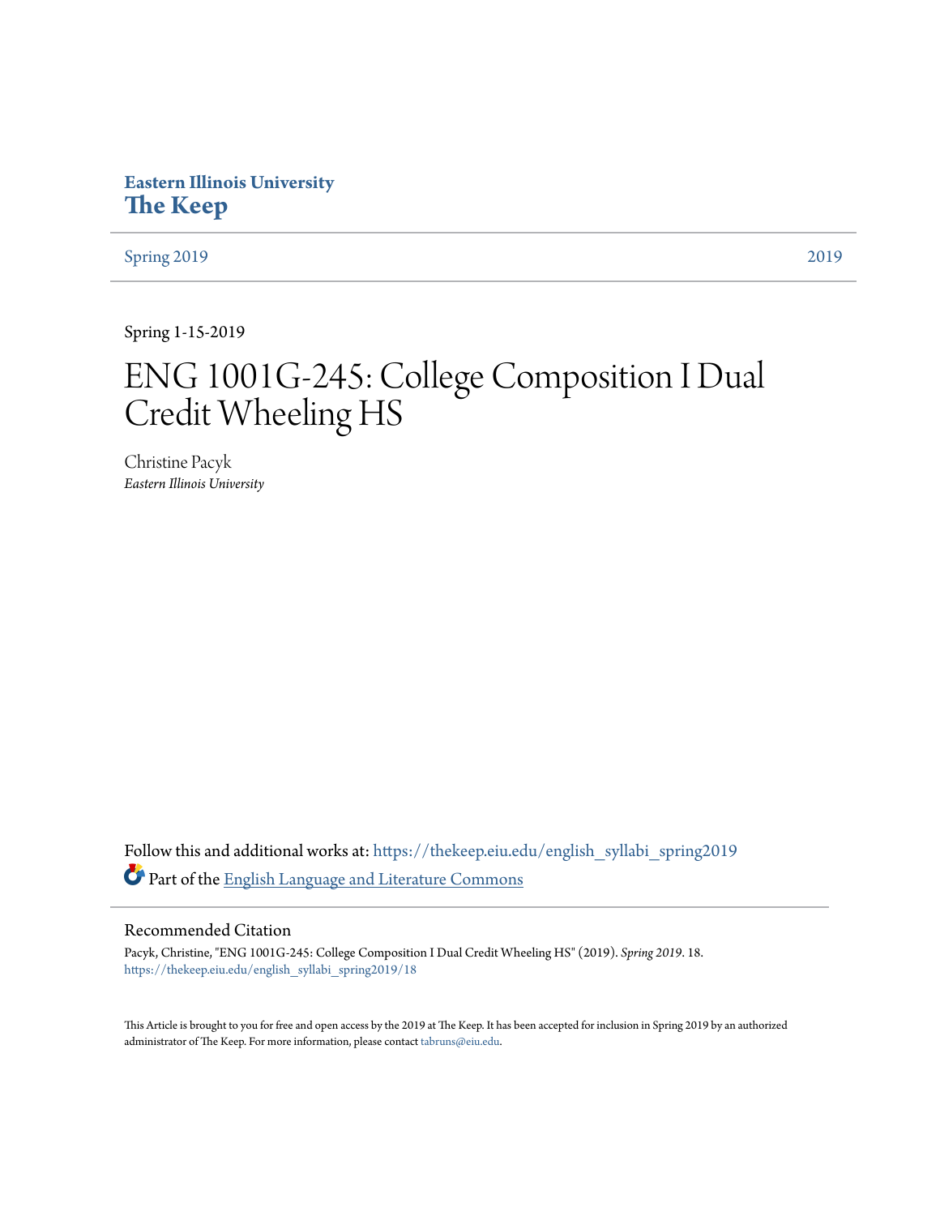**Eastern Illinois University**
**The Keep**

Spring 2019 | 2019

Spring 1-15-2019

# ENG 1001G-245: College Composition I Dual Credit Wheeling HS

Christine Pacyk
*Eastern Illinois University*

Follow this and additional works at: https://thekeep.eiu.edu/english_syllabi_spring2019

Part of the English Language and Literature Commons

## Recommended Citation

Pacyk, Christine, "ENG 1001G-245: College Composition I Dual Credit Wheeling HS" (2019). *Spring 2019*. 18.
https://thekeep.eiu.edu/english_syllabi_spring2019/18

This Article is brought to you for free and open access by the 2019 at The Keep. It has been accepted for inclusion in Spring 2019 by an authorized administrator of The Keep. For more information, please contact tabruns@eiu.edu.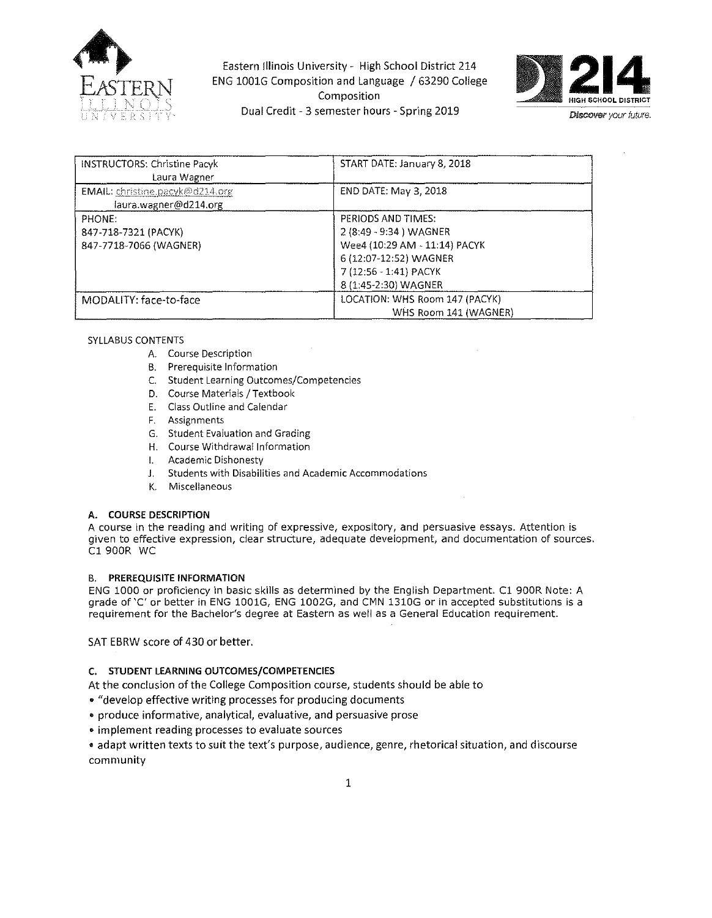Eastern Illinois University - High School District 214
ENG 1001G Composition and Language / 63290 College Composition
Dual Credit - 3 semester hours - Spring 2019

| INSTRUCTORS: Christine Pacyk<br>Laura Wagner | START DATE: January 8, 2018 |
|---|---|
| EMAIL: christine.pacyk@d214.org<br>laura.wagner@d214.org | END DATE: May 3, 2018 |
| PHONE:<br>847-718-7321 (PACYK)<br>847-7718-7066 (WAGNER) | PERIODS AND TIMES:<br>2 (8:49 - 9:34 ) WAGNER<br>Wee4 (10:29 AM - 11:14) PACYK<br>6 (12:07-12:52) WAGNER<br>7 (12:56 - 1:41) PACYK<br>8 (1:45-2:30) WAGNER |
| MODALITY: face-to-face | LOCATION: WHS Room 147 (PACYK)<br>WHS Room 141 (WAGNER) |

SYLLABUS CONTENTS

A. Course Description
B. Prerequisite Information
C. Student Learning Outcomes/Competencies
D. Course Materials / Textbook
E. Class Outline and Calendar
F. Assignments
G. Student Evaluation and Grading
H. Course Withdrawal Information
I. Academic Dishonesty
J. Students with Disabilities and Academic Accommodations
K. Miscellaneous

**A. COURSE DESCRIPTION**

A course in the reading and writing of expressive, expository, and persuasive essays. Attention is given to effective expression, clear structure, adequate development, and documentation of sources. C1 900R WC

**B. PREREQUISITE INFORMATION**

ENG 1000 or proficiency in basic skills as determined by the English Department. C1 900R Note: A grade of 'C' or better in ENG 1001G, ENG 1002G, and CMN 1310G or in accepted substitutions is a requirement for the Bachelor's degree at Eastern as well as a General Education requirement.

SAT EBRW score of 430 or better.

**C. STUDENT LEARNING OUTCOMES/COMPETENCIES**

At the conclusion of the College Composition course, students should be able to

- "develop effective writing processes for producing documents
- produce informative, analytical, evaluative, and persuasive prose
- implement reading processes to evaluate sources
- adapt written texts to suit the text's purpose, audience, genre, rhetorical situation, and discourse community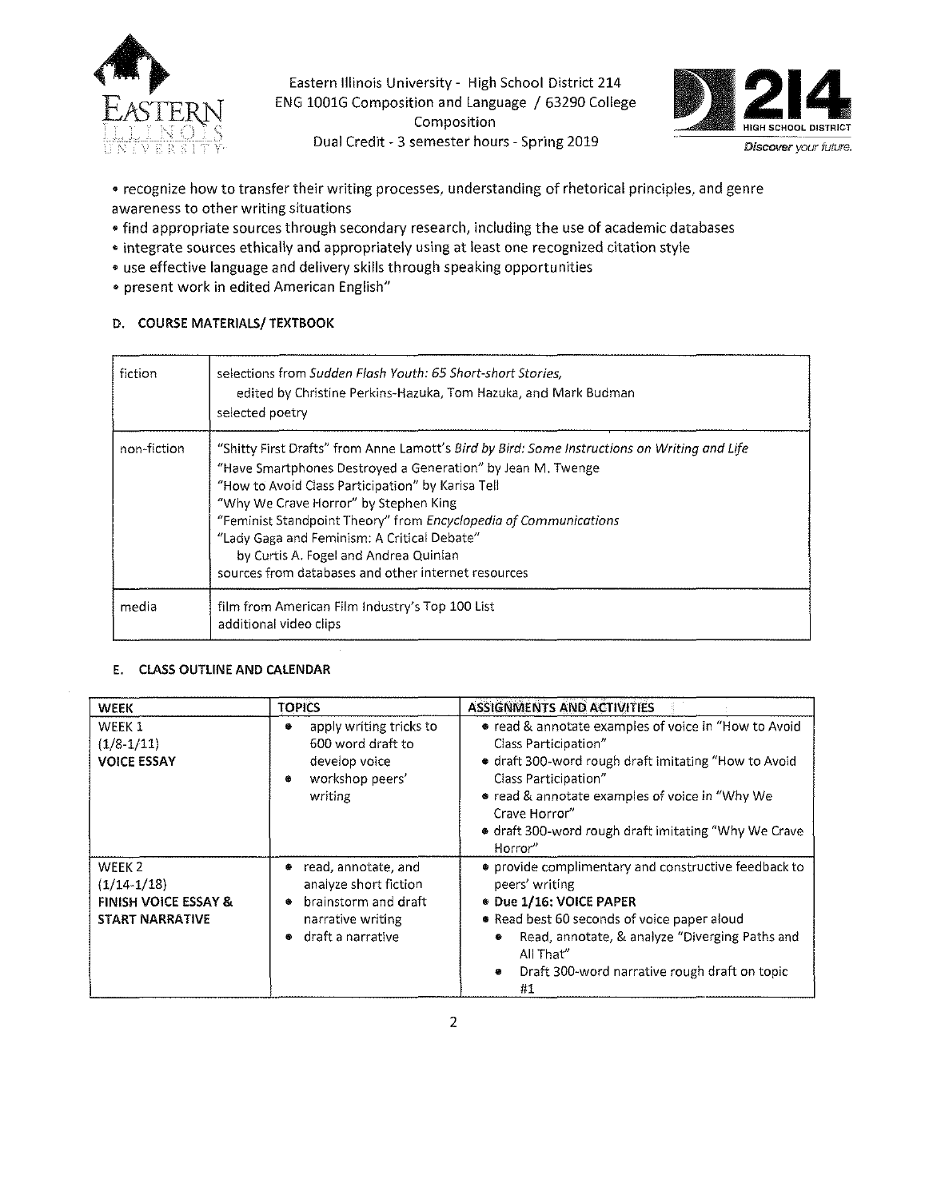- recognize how to transfer their writing processes, understanding of rhetorical principles, and genre awareness to other writing situations
- find appropriate sources through secondary research, including the use of academic databases
- integrate sources ethically and appropriately using at least one recognized citation style
- use effective language and delivery skills through speaking opportunities
- present work in edited American English"

### D. COURSE MATERIALS/ TEXTBOOK

| | |
|---|---|
| fiction | selections from *Sudden Flash Youth: 65 Short-short Stories,* edited by Christine Perkins-Hazuka, Tom Hazuka, and Mark Budman<br>selected poetry |
| non-fiction | "Shitty First Drafts" from Anne Lamott's *Bird by Bird: Some Instructions on Writing and Life*<br>"Have Smartphones Destroyed a Generation" by Jean M. Twenge<br>"How to Avoid Class Participation" by Karisa Tell<br>"Why We Crave Horror" by Stephen King<br>"Feminist Standpoint Theory" from *Encyclopedia of Communications*<br>"Lady Gaga and Feminism: A Critical Debate" by Curtis A. Fogel and Andrea Quinlan<br>sources from databases and other internet resources |
| media | film from American Film Industry's Top 100 List<br>additional video clips |

### E. CLASS OUTLINE AND CALENDAR

| WEEK | TOPICS | ASSIGNMENTS AND ACTIVITIES |
|---|---|---|
| WEEK 1<br>(1/8-1/11)<br>**VOICE ESSAY** | • apply writing tricks to 600 word draft to develop voice<br>• workshop peers' writing | • read & annotate examples of voice in "How to Avoid Class Participation"<br>• draft 300-word rough draft imitating "How to Avoid Class Participation"<br>• read & annotate examples of voice in "Why We Crave Horror"<br>• draft 300-word rough draft imitating "Why We Crave Horror" |
| WEEK 2<br>(1/14-1/18)<br>**FINISH VOICE ESSAY & START NARRATIVE** | • read, annotate, and analyze short fiction<br>• brainstorm and draft narrative writing<br>• draft a narrative | • provide complimentary and constructive feedback to peers' writing<br>• **Due 1/16: VOICE PAPER**<br>• Read best 60 seconds of voice paper aloud<br>&nbsp;&nbsp;• Read, annotate, & analyze "Diverging Paths and All That"<br>&nbsp;&nbsp;• Draft 300-word narrative rough draft on topic #1 |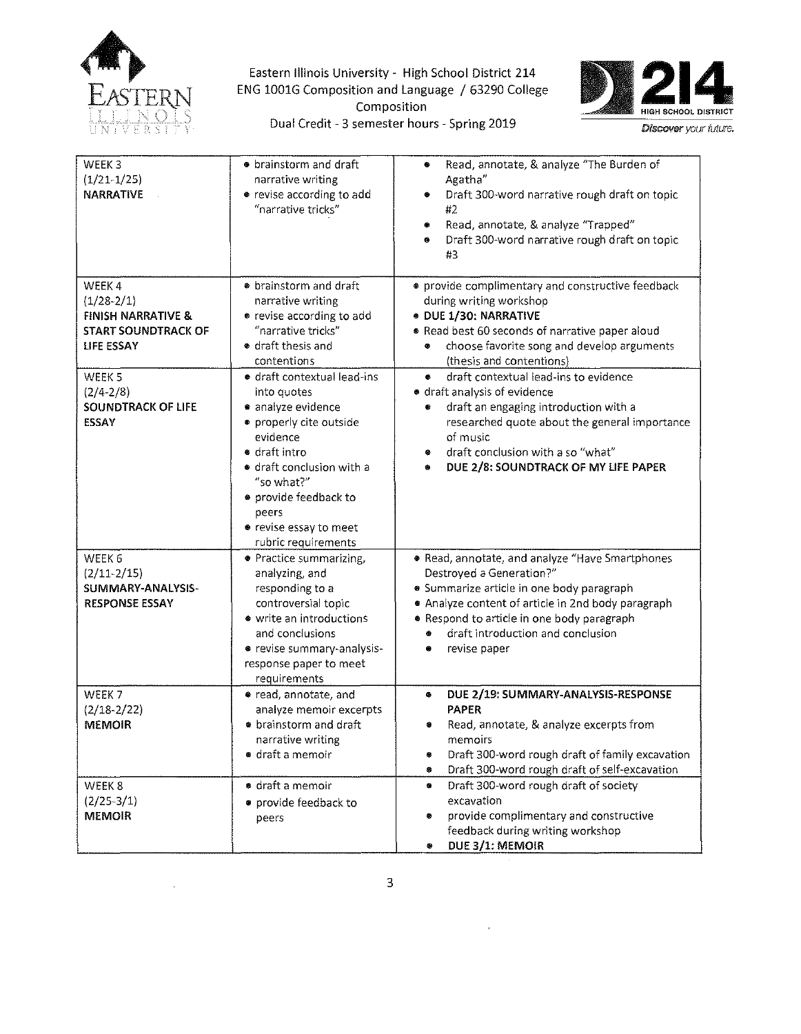Eastern Illinois University - High School District 214
ENG 1001G Composition and Language / 63290 College Composition
Dual Credit - 3 semester hours - Spring 2019

| | | |
|---|---|---|
| WEEK 3<br>(1/21-1/25)<br>**NARRATIVE** | • brainstorm and draft narrative writing<br>• revise according to add "narrative tricks" | • Read, annotate, & analyze "The Burden of Agatha"<br>• Draft 300-word narrative rough draft on topic #2<br>• Read, annotate, & analyze "Trapped"<br>• Draft 300-word narrative rough draft on topic #3 |
| WEEK 4<br>(1/28-2/1)<br>**FINISH NARRATIVE & START SOUNDTRACK OF LIFE ESSAY** | • brainstorm and draft narrative writing<br>• revise according to add "narrative tricks"<br>• draft thesis and contentions | • provide complimentary and constructive feedback during writing workshop<br>• **DUE 1/30: NARRATIVE**<br>• Read best 60 seconds of narrative paper aloud<br>• choose favorite song and develop arguments (thesis and contentions) |
| WEEK 5<br>(2/4-2/8)<br>**SOUNDTRACK OF LIFE ESSAY** | • draft contextual lead-ins into quotes<br>• analyze evidence<br>• properly cite outside evidence<br>• draft intro<br>• draft conclusion with a "so what?"<br>• provide feedback to peers<br>• revise essay to meet rubric requirements | • draft contextual lead-ins to evidence<br>• draft analysis of evidence<br>• draft an engaging introduction with a researched quote about the general importance of music<br>• draft conclusion with a so "what"<br>• **DUE 2/8: SOUNDTRACK OF MY LIFE PAPER** |
| WEEK 6<br>(2/11-2/15)<br>**SUMMARY-ANALYSIS-RESPONSE ESSAY** | • Practice summarizing, analyzing, and responding to a controversial topic<br>• write an introductions and conclusions<br>• revise summary-analysis-response paper to meet requirements | • Read, annotate, and analyze "Have Smartphones Destroyed a Generation?"<br>• Summarize article in one body paragraph<br>• Analyze content of article in 2nd body paragraph<br>• Respond to article in one body paragraph<br>• draft introduction and conclusion<br>• revise paper |
| WEEK 7<br>(2/18-2/22)<br>**MEMOIR** | • read, annotate, and analyze memoir excerpts<br>• brainstorm and draft narrative writing<br>• draft a memoir | • **DUE 2/19: SUMMARY-ANALYSIS-RESPONSE PAPER**<br>• Read, annotate, & analyze excerpts from memoirs<br>• Draft 300-word rough draft of family excavation<br>• Draft 300-word rough draft of self-excavation |
| WEEK 8<br>(2/25-3/1)<br>**MEMOIR** | • draft a memoir<br>• provide feedback to peers | • Draft 300-word rough draft of society excavation<br>• provide complimentary and constructive feedback during writing workshop<br>• **DUE 3/1: MEMOIR** |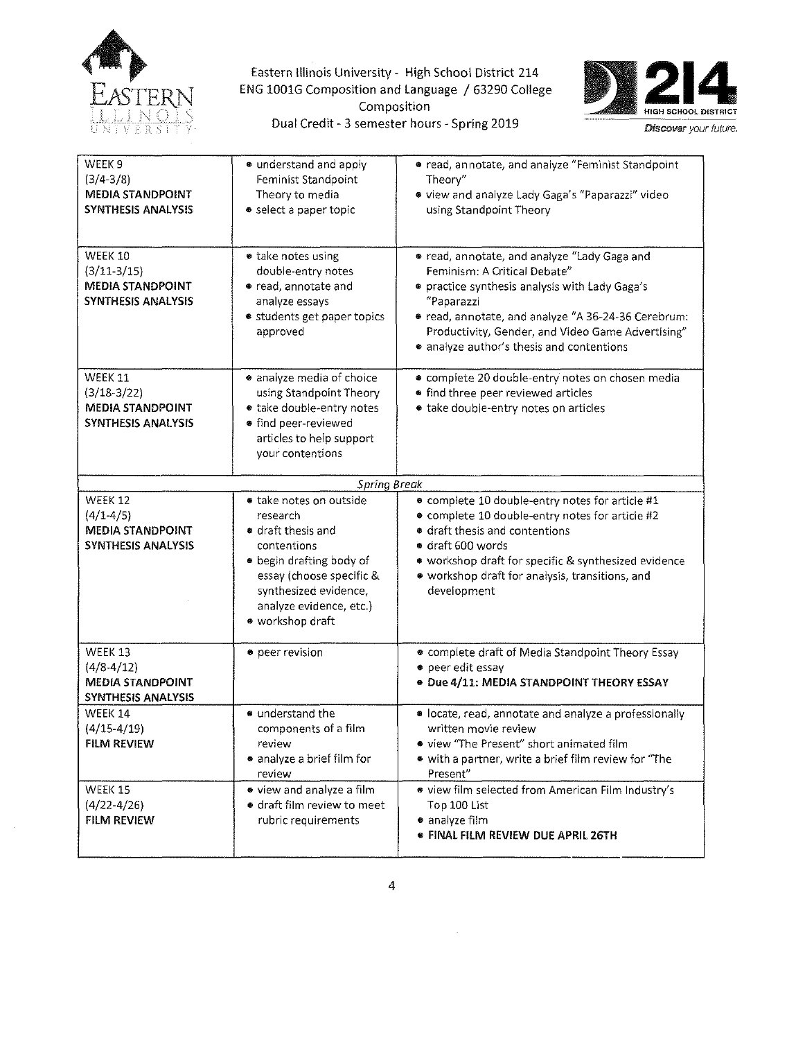Eastern Illinois University - High School District 214
ENG 1001G Composition and Language / 63290 College Composition
Dual Credit - 3 semester hours - Spring 2019

| | | |
|---|---|---|
| WEEK 9<br>(3/4-3/8)<br>**MEDIA STANDPOINT SYNTHESIS ANALYSIS** | • understand and apply Feminist Standpoint Theory to media<br>• select a paper topic | • read, annotate, and analyze "Feminist Standpoint Theory"<br>• view and analyze Lady Gaga's "Paparazzi" video using Standpoint Theory |
| WEEK 10<br>(3/11-3/15)<br>**MEDIA STANDPOINT SYNTHESIS ANALYSIS** | • take notes using double-entry notes<br>• read, annotate and analyze essays<br>• students get paper topics approved | • read, annotate, and analyze "Lady Gaga and Feminism: A Critical Debate"<br>• practice synthesis analysis with Lady Gaga's "Paparazzi<br>• read, annotate, and analyze "A 36-24-36 Cerebrum: Productivity, Gender, and Video Game Advertising"<br>• analyze author's thesis and contentions |
| WEEK 11<br>(3/18-3/22)<br>**MEDIA STANDPOINT SYNTHESIS ANALYSIS** | • analyze media of choice using Standpoint Theory<br>• take double-entry notes<br>• find peer-reviewed articles to help support your contentions | • complete 20 double-entry notes on chosen media<br>• find three peer reviewed articles<br>• take double-entry notes on articles |
| | *Spring Break* | |
| WEEK 12<br>(4/1-4/5)<br>**MEDIA STANDPOINT SYNTHESIS ANALYSIS** | • take notes on outside research<br>• draft thesis and contentions<br>• begin drafting body of essay (choose specific & synthesized evidence, analyze evidence, etc.)<br>• workshop draft | • complete 10 double-entry notes for article #1<br>• complete 10 double-entry notes for article #2<br>• draft thesis and contentions<br>• draft 600 words<br>• workshop draft for specific & synthesized evidence<br>• workshop draft for analysis, transitions, and development |
| WEEK 13<br>(4/8-4/12)<br>**MEDIA STANDPOINT SYNTHESIS ANALYSIS** | • peer revision | • complete draft of Media Standpoint Theory Essay<br>• peer edit essay<br>• **Due 4/11: MEDIA STANDPOINT THEORY ESSAY** |
| WEEK 14<br>(4/15-4/19)<br>**FILM REVIEW** | • understand the components of a film review<br>• analyze a brief film for review | • locate, read, annotate and analyze a professionally written movie review<br>• view "The Present" short animated film<br>• with a partner, write a brief film review for "The Present" |
| WEEK 15<br>(4/22-4/26)<br>**FILM REVIEW** | • view and analyze a film<br>• draft film review to meet rubric requirements | • view film selected from American Film Industry's Top 100 List<br>• analyze film<br>• **FINAL FILM REVIEW DUE APRIL 26TH** |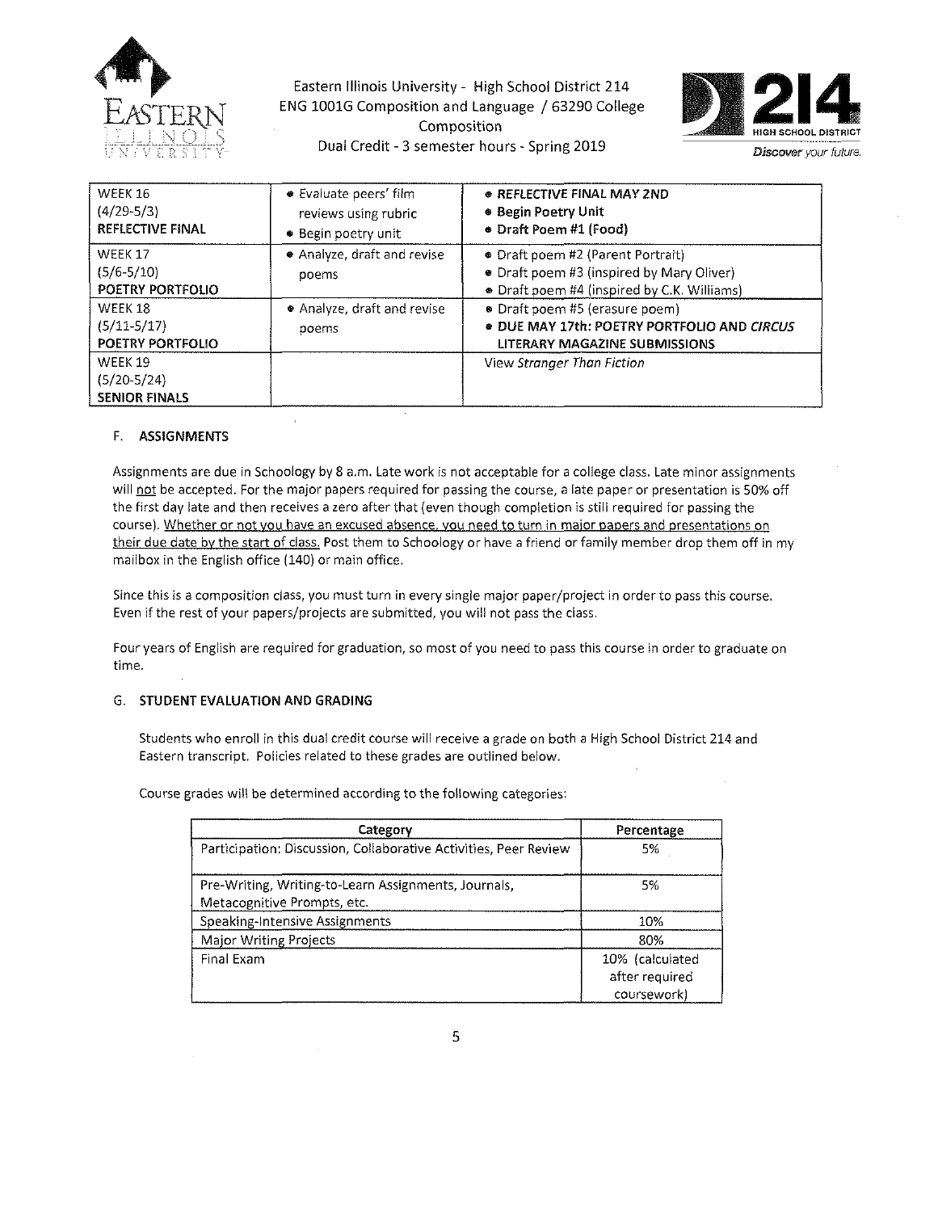| WEEK 16<br>(4/29-5/3)<br>**REFLECTIVE FINAL** | • Evaluate peers' film reviews using rubric<br>• Begin poetry unit | • **REFLECTIVE FINAL MAY 2ND**<br>• **Begin Poetry Unit**<br>• **Draft Poem #1 (Food)** |
|---|---|---|
| WEEK 17<br>(5/6-5/10)<br>**POETRY PORTFOLIO** | • Analyze, draft and revise poems | • Draft poem #2 (Parent Portrait)<br>• Draft poem #3 (inspired by Mary Oliver)<br>• Draft poem #4 (inspired by C.K. Williams) |
| WEEK 18<br>(5/11-5/17)<br>**POETRY PORTFOLIO** | • Analyze, draft and revise poems | • Draft poem #5 (erasure poem)<br>• **DUE MAY 17th: POETRY PORTFOLIO AND *CIRCUS* LITERARY MAGAZINE SUBMISSIONS** |
| WEEK 19<br>(5/20-5/24)<br>**SENIOR FINALS** | | View *Stranger Than Fiction* |

### F. ASSIGNMENTS

Assignments are due in Schoology by 8 a.m. Late work is not acceptable for a college class. Late minor assignments will not be accepted. For the major papers required for passing the course, a late paper or presentation is 50% off the first day late and then receives a zero after that (even though completion is still required for passing the course). Whether or not you have an excused absence, you need to turn in major papers and presentations on their due date by the start of class. Post them to Schoology or have a friend or family member drop them off in my mailbox in the English office (140) or main office.

Since this is a composition class, you must turn in every single major paper/project in order to pass this course. Even if the rest of your papers/projects are submitted, you will not pass the class.

Four years of English are required for graduation, so most of you need to pass this course in order to graduate on time.

### G. STUDENT EVALUATION AND GRADING

Students who enroll in this dual credit course will receive a grade on both a High School District 214 and Eastern transcript. Policies related to these grades are outlined below.

Course grades will be determined according to the following categories:

| Category | Percentage |
|---|---|
| Participation: Discussion, Collaborative Activities, Peer Review | 5% |
| Pre-Writing, Writing-to-Learn Assignments, Journals, Metacognitive Prompts, etc. | 5% |
| Speaking-Intensive Assignments | 10% |
| Major Writing Projects | 80% |
| Final Exam | 10% (calculated after required coursework) |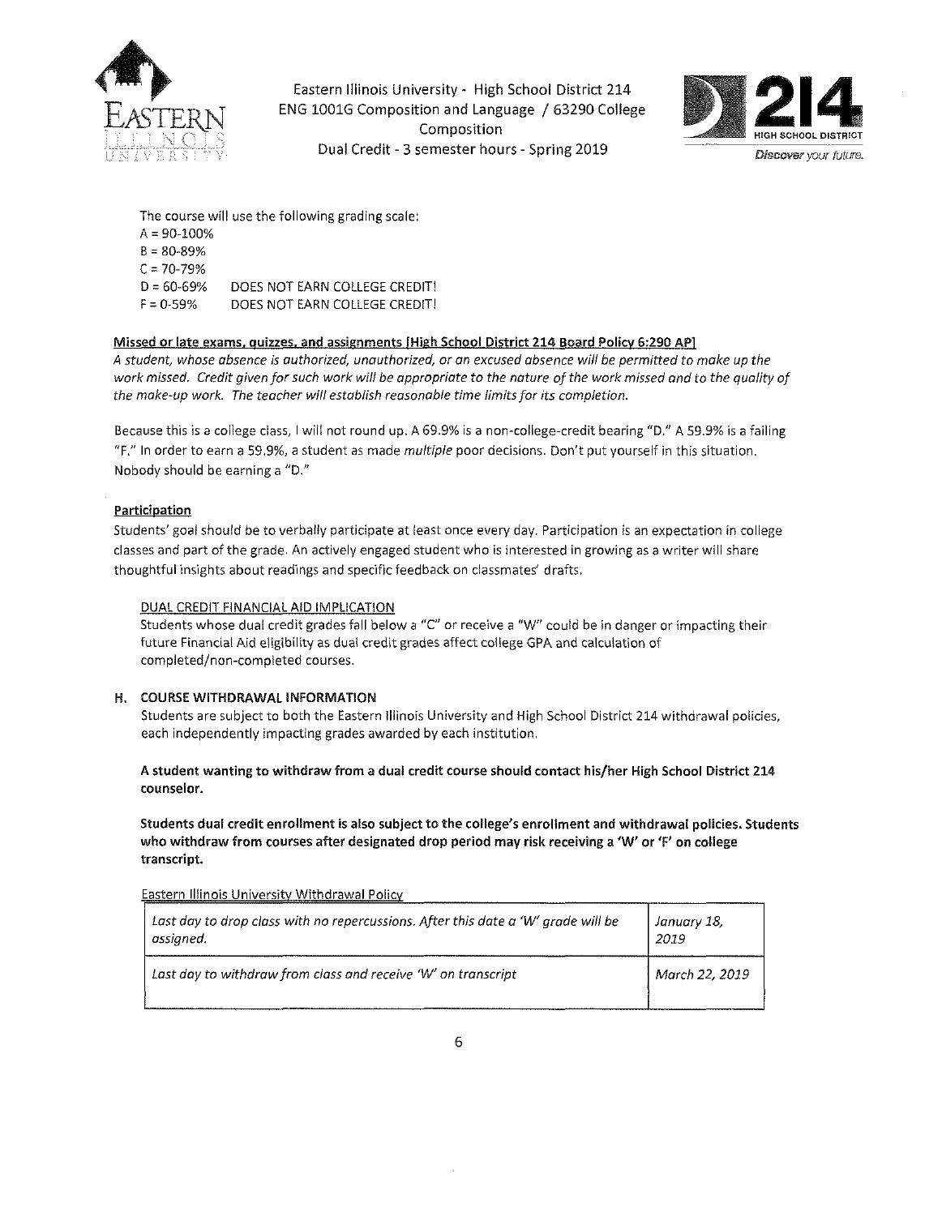The course will use the following grading scale:

A = 90-100%
B = 80-89%
C = 70-79%
D = 60-69% DOES NOT EARN COLLEGE CREDIT!
F = 0-59% DOES NOT EARN COLLEGE CREDIT!

**Missed or late exams, quizzes, and assignments [High School District 214 Board Policy 6:290 AP]**

*A student, whose absence is authorized, unauthorized, or an excused absence will be permitted to make up the work missed. Credit given for such work will be appropriate to the nature of the work missed and to the quality of the make-up work. The teacher will establish reasonable time limits for its completion.*

Because this is a college class, I will not round up. A 69.9% is a non-college-credit bearing "D." A 59.9% is a failing "F." In order to earn a 59.9%, a student as made *multiple* poor decisions. Don't put yourself in this situation. Nobody should be earning a "D."

**Participation**

Students' goal should be to verbally participate at least once every day. Participation is an expectation in college classes and part of the grade. An actively engaged student who is interested in growing as a writer will share thoughtful insights about readings and specific feedback on classmates' drafts.

DUAL CREDIT FINANCIAL AID IMPLICATION

Students whose dual credit grades fall below a "C" or receive a "W" could be in danger or impacting their future Financial Aid eligibility as dual credit grades affect college GPA and calculation of completed/non-completed courses.

## H. COURSE WITHDRAWAL INFORMATION

Students are subject to both the Eastern Illinois University and High School District 214 withdrawal policies, each independently impacting grades awarded by each institution.

**A student wanting to withdraw from a dual credit course should contact his/her High School District 214 counselor.**

**Students dual credit enrollment is also subject to the college's enrollment and withdrawal policies. Students who withdraw from courses after designated drop period may risk receiving a 'W' or 'F' on college transcript.**

Eastern Illinois University Withdrawal Policy

| | |
|---|---|
| *Last day to drop class with no repercussions. After this date a 'W' grade will be assigned.* | *January 18, 2019* |
| *Last day to withdraw from class and receive 'W' on transcript* | *March 22, 2019* |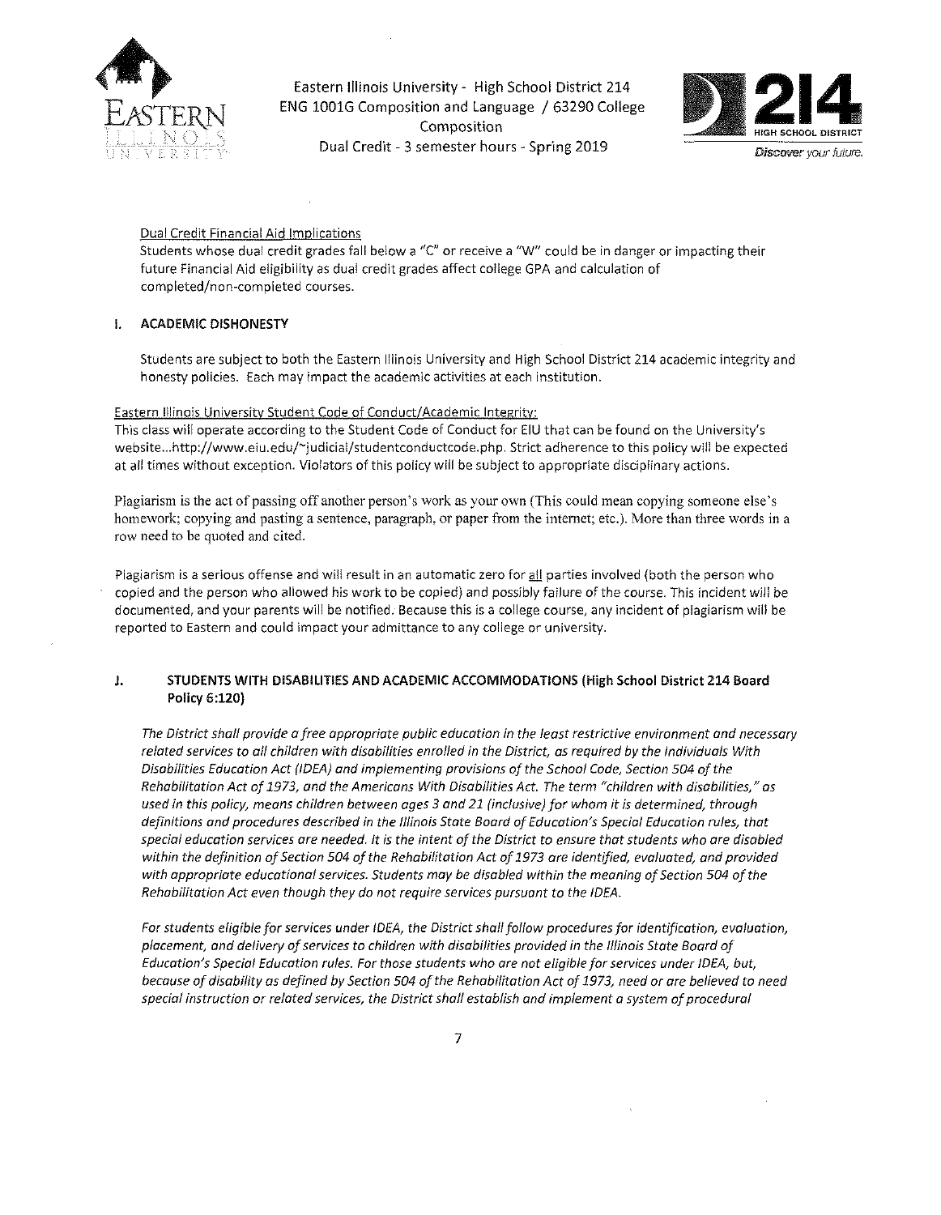Dual Credit Financial Aid Implications

Students whose dual credit grades fall below a "C" or receive a "W" could be in danger or impacting their future Financial Aid eligibility as dual credit grades affect college GPA and calculation of completed/non-completed courses.

## I. ACADEMIC DISHONESTY

Students are subject to both the Eastern Illinois University and High School District 214 academic integrity and honesty policies. Each may impact the academic activities at each institution.

Eastern Illinois University Student Code of Conduct/Academic Integrity:

This class will operate according to the Student Code of Conduct for EIU that can be found on the University's website...http://www.eiu.edu/~judicial/studentconductcode.php. Strict adherence to this policy will be expected at all times without exception. Violators of this policy will be subject to appropriate disciplinary actions.

Plagiarism is the act of passing off another person's work as your own (This could mean copying someone else's homework; copying and pasting a sentence, paragraph, or paper from the internet; etc.). More than three words in a row need to be quoted and cited.

Plagiarism is a serious offense and will result in an automatic zero for all parties involved (both the person who copied and the person who allowed his work to be copied) and possibly failure of the course. This incident will be documented, and your parents will be notified. Because this is a college course, any incident of plagiarism will be reported to Eastern and could impact your admittance to any college or university.

## J. STUDENTS WITH DISABILITIES AND ACADEMIC ACCOMMODATIONS (High School District 214 Board Policy 6:120)

*The District shall provide a free appropriate public education in the least restrictive environment and necessary related services to all children with disabilities enrolled in the District, as required by the Individuals With Disabilities Education Act (IDEA) and implementing provisions of the School Code, Section 504 of the Rehabilitation Act of 1973, and the Americans With Disabilities Act. The term "children with disabilities," as used in this policy, means children between ages 3 and 21 (inclusive) for whom it is determined, through definitions and procedures described in the Illinois State Board of Education's Special Education rules, that special education services are needed. It is the intent of the District to ensure that students who are disabled within the definition of Section 504 of the Rehabilitation Act of 1973 are identified, evaluated, and provided with appropriate educational services. Students may be disabled within the meaning of Section 504 of the Rehabilitation Act even though they do not require services pursuant to the IDEA.*

*For students eligible for services under IDEA, the District shall follow procedures for identification, evaluation, placement, and delivery of services to children with disabilities provided in the Illinois State Board of Education's Special Education rules. For those students who are not eligible for services under IDEA, but, because of disability as defined by Section 504 of the Rehabilitation Act of 1973, need or are believed to need special instruction or related services, the District shall establish and implement a system of procedural*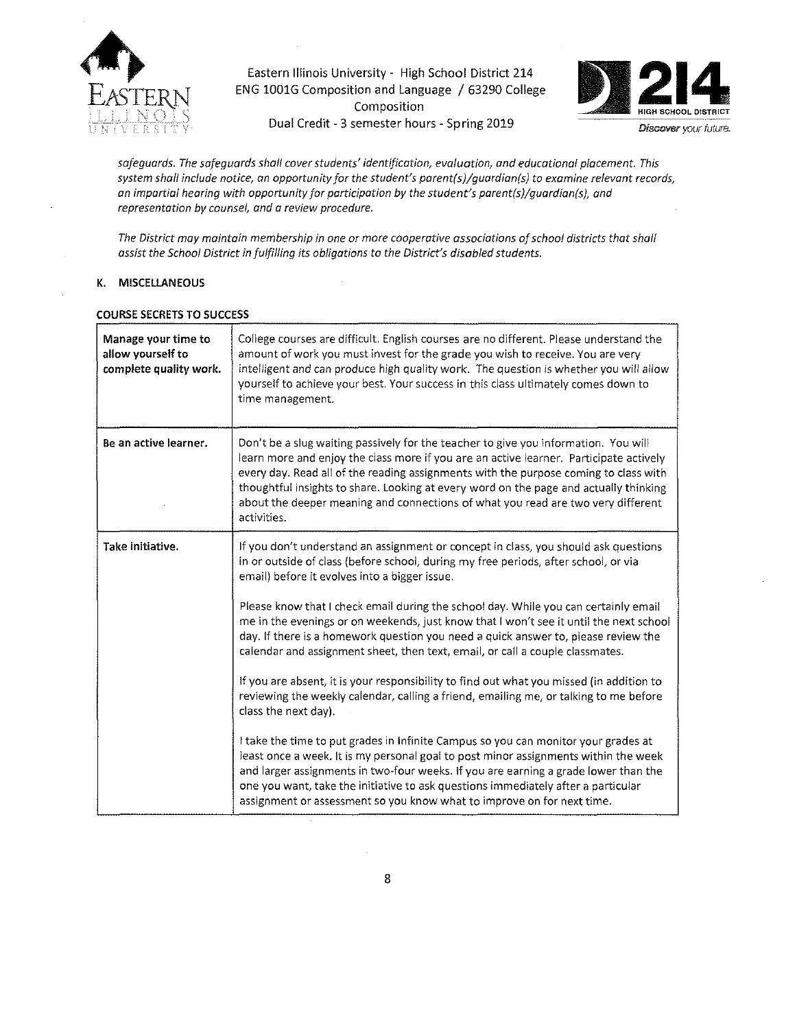*safeguards. The safeguards shall cover students' identification, evaluation, and educational placement. This system shall include notice, an opportunity for the student's parent(s)/guardian(s) to examine relevant records, an impartial hearing with opportunity for participation by the student's parent(s)/guardian(s), and representation by counsel, and a review procedure.*

*The District may maintain membership in one or more cooperative associations of school districts that shall assist the School District in fulfilling its obligations to the District's disabled students.*

## K. MISCELLANEOUS

### COURSE SECRETS TO SUCCESS

| | |
|---|---|
| **Manage your time to allow yourself to complete quality work.** | College courses are difficult. English courses are no different. Please understand the amount of work you must invest for the grade you wish to receive. You are very intelligent and can produce high quality work. The question is whether you will allow yourself to achieve your best. Your success in this class ultimately comes down to time management. |
| **Be an active learner.** | Don't be a slug waiting passively for the teacher to give you information. You will learn more and enjoy the class more if you are an active learner. Participate actively every day. Read all of the reading assignments with the purpose coming to class with thoughtful insights to share. Looking at every word on the page and actually thinking about the deeper meaning and connections of what you read are two very different activities. |
| **Take initiative.** | If you don't understand an assignment or concept in class, you should ask questions in or outside of class (before school, during my free periods, after school, or via email) before it evolves into a bigger issue.<br><br>Please know that I check email during the school day. While you can certainly email me in the evenings or on weekends, just know that I won't see it until the next school day. If there is a homework question you need a quick answer to, please review the calendar and assignment sheet, then text, email, or call a couple classmates.<br><br>If you are absent, it is your responsibility to find out what you missed (in addition to reviewing the weekly calendar, calling a friend, emailing me, or talking to me before class the next day).<br><br>I take the time to put grades in Infinite Campus so you can monitor your grades at least once a week. It is my personal goal to post minor assignments within the week and larger assignments in two-four weeks. If you are earning a grade lower than the one you want, take the initiative to ask questions immediately after a particular assignment or assessment so you know what to improve on for next time. |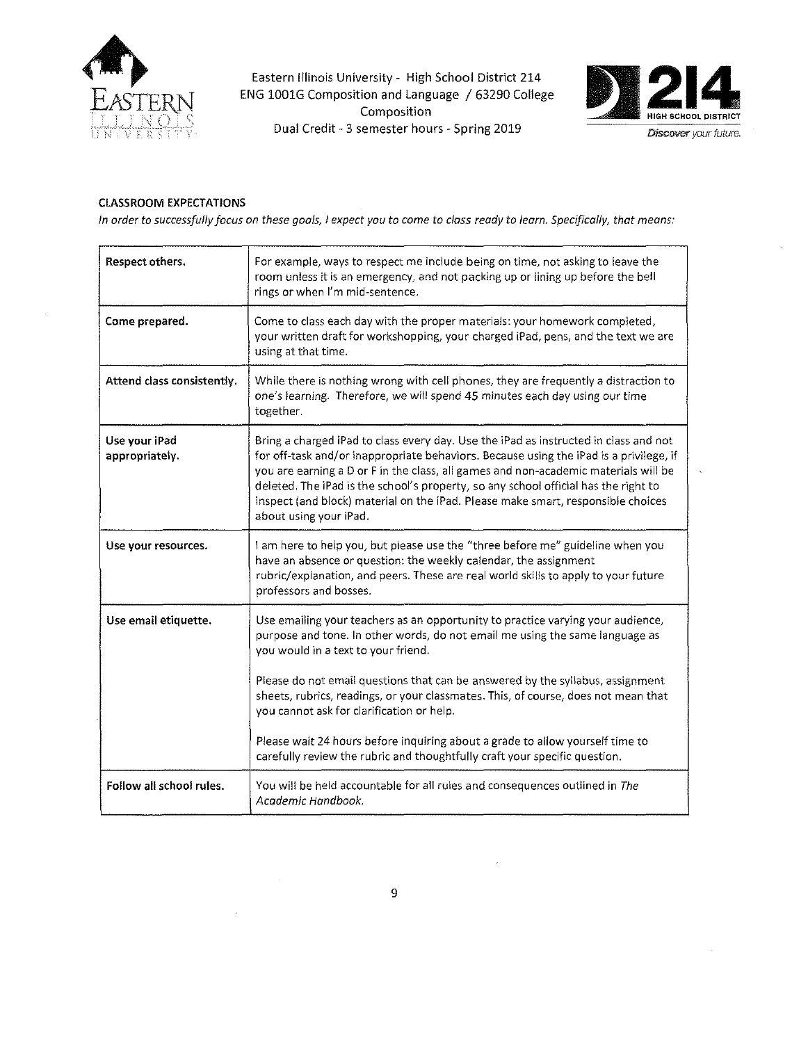## CLASSROOM EXPECTATIONS

*In order to successfully focus on these goals, I expect you to come to class ready to learn. Specifically, that means:*

| | |
|---|---|
| **Respect others.** | For example, ways to respect me include being on time, not asking to leave the room unless it is an emergency, and not packing up or lining up before the bell rings or when I'm mid-sentence. |
| **Come prepared.** | Come to class each day with the proper materials: your homework completed, your written draft for workshopping, your charged iPad, pens, and the text we are using at that time. |
| **Attend class consistently.** | While there is nothing wrong with cell phones, they are frequently a distraction to one's learning. Therefore, we will spend 45 minutes each day using our time together. |
| **Use your iPad appropriately.** | Bring a charged iPad to class every day. Use the iPad as instructed in class and not for off-task and/or inappropriate behaviors. Because using the iPad is a privilege, if you are earning a D or F in the class, all games and non-academic materials will be deleted. The iPad is the school's property, so any school official has the right to inspect (and block) material on the iPad. Please make smart, responsible choices about using your iPad. |
| **Use your resources.** | I am here to help you, but please use the "three before me" guideline when you have an absence or question: the weekly calendar, the assignment rubric/explanation, and peers. These are real world skills to apply to your future professors and bosses. |
| **Use email etiquette.** | Use emailing your teachers as an opportunity to practice varying your audience, purpose and tone. In other words, do not email me using the same language as you would in a text to your friend. <br><br> Please do not email questions that can be answered by the syllabus, assignment sheets, rubrics, readings, or your classmates. This, of course, does not mean that you cannot ask for clarification or help. <br><br> Please wait 24 hours before inquiring about a grade to allow yourself time to carefully review the rubric and thoughtfully craft your specific question. |
| **Follow all school rules.** | You will be held accountable for all rules and consequences outlined in *The Academic Handbook.* |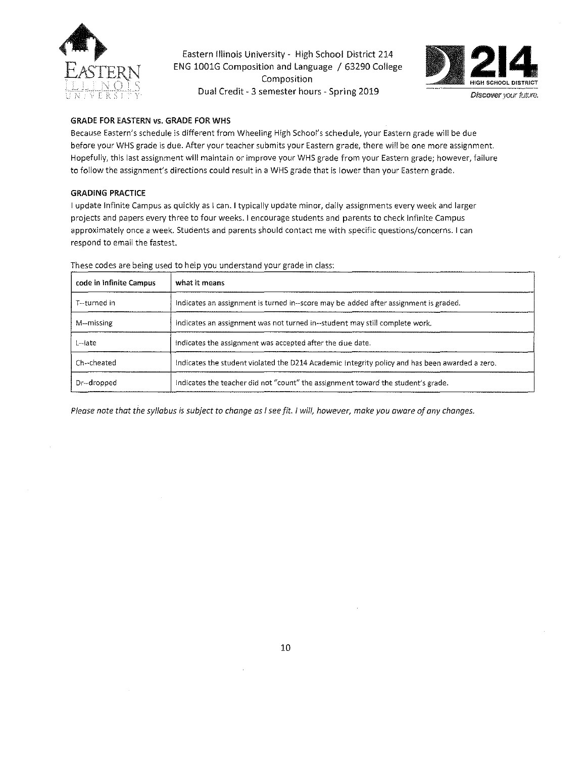**GRADE FOR EASTERN vs. GRADE FOR WHS**

Because Eastern's schedule is different from Wheeling High School's schedule, your Eastern grade will be due before your WHS grade is due. After your teacher submits your Eastern grade, there will be one more assignment. Hopefully, this last assignment will maintain or improve your WHS grade from your Eastern grade; however, failure to follow the assignment's directions could result in a WHS grade that is lower than your Eastern grade.

**GRADING PRACTICE**

I update Infinite Campus as quickly as I can. I typically update minor, daily assignments every week and larger projects and papers every three to four weeks. I encourage students and parents to check Infinite Campus approximately once a week. Students and parents should contact me with specific questions/concerns. I can respond to email the fastest.

These codes are being used to help you understand your grade in class:

| code in Infinite Campus | what it means |
|---|---|
| T--turned in | Indicates an assignment is turned in--score may be added after assignment is graded. |
| M--missing | Indicates an assignment was not turned in--student may still complete work. |
| L--late | Indicates the assignment was accepted after the due date. |
| Ch--cheated | Indicates the student violated the D214 Academic Integrity policy and has been awarded a zero. |
| Dr--dropped | Indicates the teacher did not "count" the assignment toward the student's grade. |

*Please note that the syllabus is subject to change as I see fit. I will, however, make you aware of any changes.*